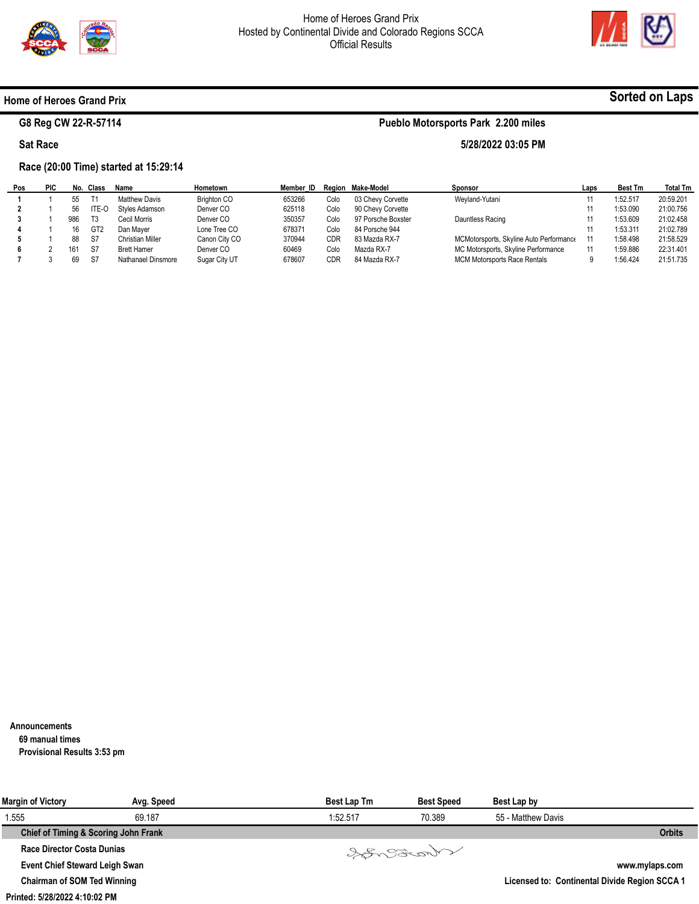Home of Heroes Grand Prix
Hosted by Continental Divide and Colorado Regions SCCA
Official Results

## Home of Heroes Grand Prix

**Sorted on Laps**

**G8 Reg CW 22-R-57114** — **Pueblo Motorsports Park 2.200 miles**

**Sat Race** — **5/28/2022 03:05 PM**

**Race (20:00 Time) started at 15:29:14**

| Pos | PIC | No. | Class | Name | Hometown | Member_ID | Region | Make-Model | Sponsor | Laps | Best Tm | Total Tm |
|---|---|---|---|---|---|---|---|---|---|---|---|---|
| 1 | 1 | 55 | T1 | Matthew Davis | Brighton CO | 653266 | Colo | 03 Chevy Corvette | Weyland-Yutani | 11 | 1:52.517 | 20:59.201 |
| 2 | 1 | 56 | ITE-O | Styles Adamson | Denver CO | 625118 | Colo | 90 Chevy Corvette | | 11 | 1:53.090 | 21:00.756 |
| 3 | 1 | 986 | T3 | Cecil Morris | Denver CO | 350357 | Colo | 97 Porsche Boxster | Dauntless Racing | 11 | 1:53.609 | 21:02.458 |
| 4 | 1 | 16 | GT2 | Dan Mayer | Lone Tree CO | 678371 | Colo | 84 Porsche 944 | | 11 | 1:53.311 | 21:02.789 |
| 5 | 1 | 88 | S7 | Christian Miller | Canon City CO | 370944 | CDR | 83 Mazda RX-7 | MCMotorsports, Skyline Auto Performance | 11 | 1:58.498 | 21:58.529 |
| 6 | 2 | 161 | S7 | Brett Hamer | Denver CO | 60469 | Colo | Mazda RX-7 | MC Motorsports, Skyline Performance | 11 | 1:59.886 | 22:31.401 |
| 7 | 3 | 69 | S7 | Nathanael Dinsmore | Sugar City UT | 678607 | CDR | 84 Mazda RX-7 | MCM Motorsports Race Rentals | 9 | 1:56.424 | 21:51.735 |

**Announcements**

**69 manual times**

**Provisional Results 3:53 pm**

| Margin of Victory | Avg. Speed | Best Lap Tm | Best Speed | Best Lap by |
|---|---|---|---|---|
| 1.555 | 69.187 | 1:52.517 | 70.389 | 55 - Matthew Davis |

**Chief of Timing & Scoring John Frank** — **Orbits**

**Race Director Costa Dunias**

**Event Chief Steward Leigh Swan** — **www.mylaps.com**

**Chairman of SOM Ted Winning** — **Licensed to: Continental Divide Region SCCA 1**

**Printed: 5/28/2022 4:10:02 PM**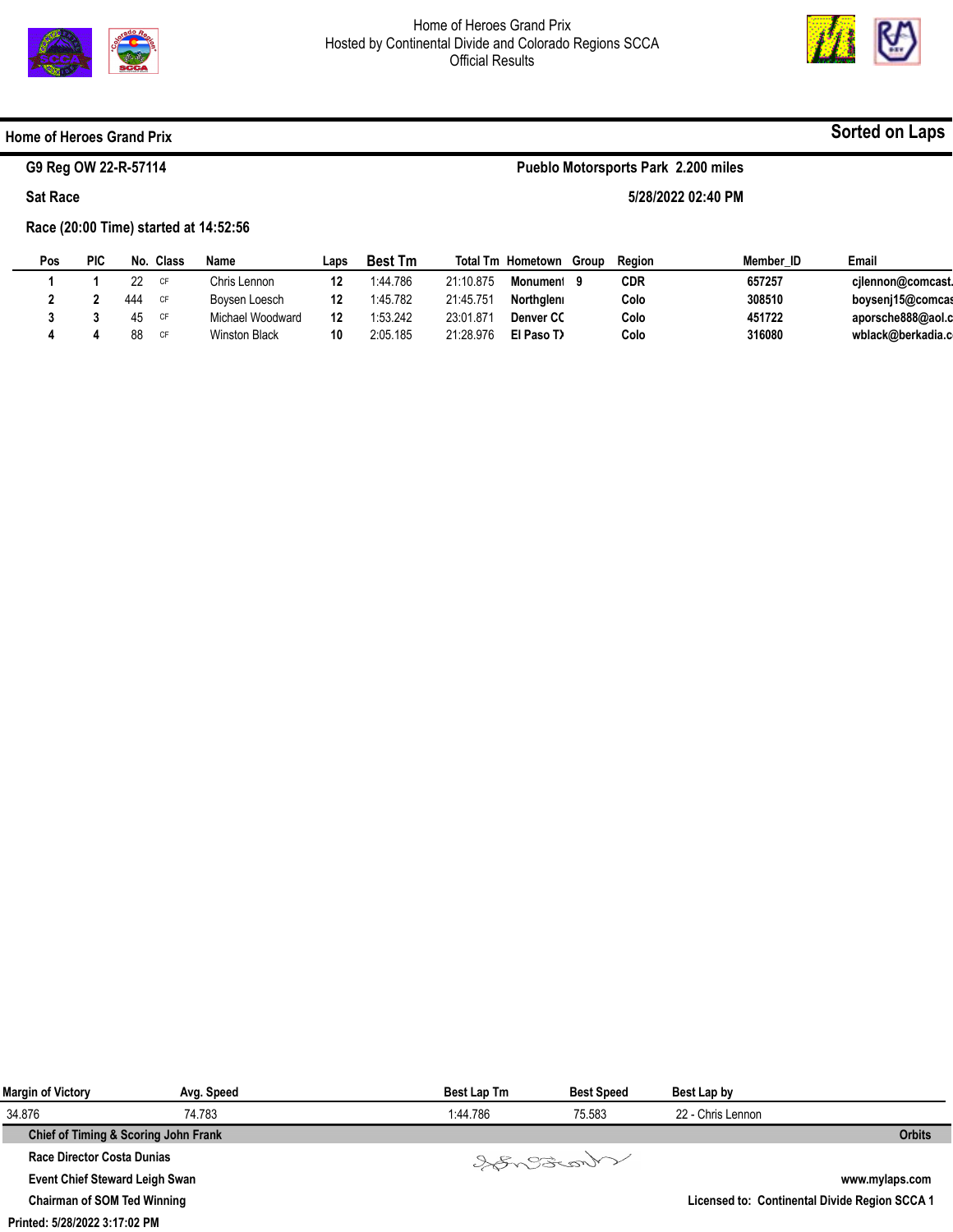Home of Heroes Grand Prix
Hosted by Continental Divide and Colorado Regions SCCA
Official Results

## Home of Heroes Grand Prix

**Sorted on Laps**

**G9 Reg OW 22-R-57114** — **Pueblo Motorsports Park 2.200 miles**

**Sat Race** — **5/28/2022 02:40 PM**

**Race (20:00 Time) started at 14:52:56**

| Pos | PIC | No. | Class | Name | Laps | Best Tm | Total Tm | Hometown | Group | Region | Member_ID | Email |
|---|---|---|---|---|---|---|---|---|---|---|---|---|
| 1 | 1 | 22 | CF | Chris Lennon | 12 | 1:44.786 | 21:10.875 | Monument | 9 | CDR | 657257 | cjlennon@comcast. |
| 2 | 2 | 444 | CF | Boysen Loesch | 12 | 1:45.782 | 21:45.751 | Northglen |  | Colo | 308510 | boysenj15@comcas |
| 3 | 3 | 45 | CF | Michael Woodward | 12 | 1:53.242 | 23:01.871 | Denver CC |  | Colo | 451722 | aporsche888@aol.c |
| 4 | 4 | 88 | CF | Winston Black | 10 | 2:05.185 | 21:28.976 | El Paso TX |  | Colo | 316080 | wblack@berkadia.c |

| Margin of Victory | Avg. Speed | Best Lap Tm | Best Speed | Best Lap by |
|---|---|---|---|---|
| 34.876 | 74.783 | 1:44.786 | 75.583 | 22 - Chris Lennon |

**Chief of Timing & Scoring John Frank** — **Orbits**

**Race Director Costa Dunias**

**Event Chief Steward Leigh Swan** — **www.mylaps.com**

**Chairman of SOM Ted Winning** — **Licensed to: Continental Divide Region SCCA 1**

**Printed: 5/28/2022 3:17:02 PM**